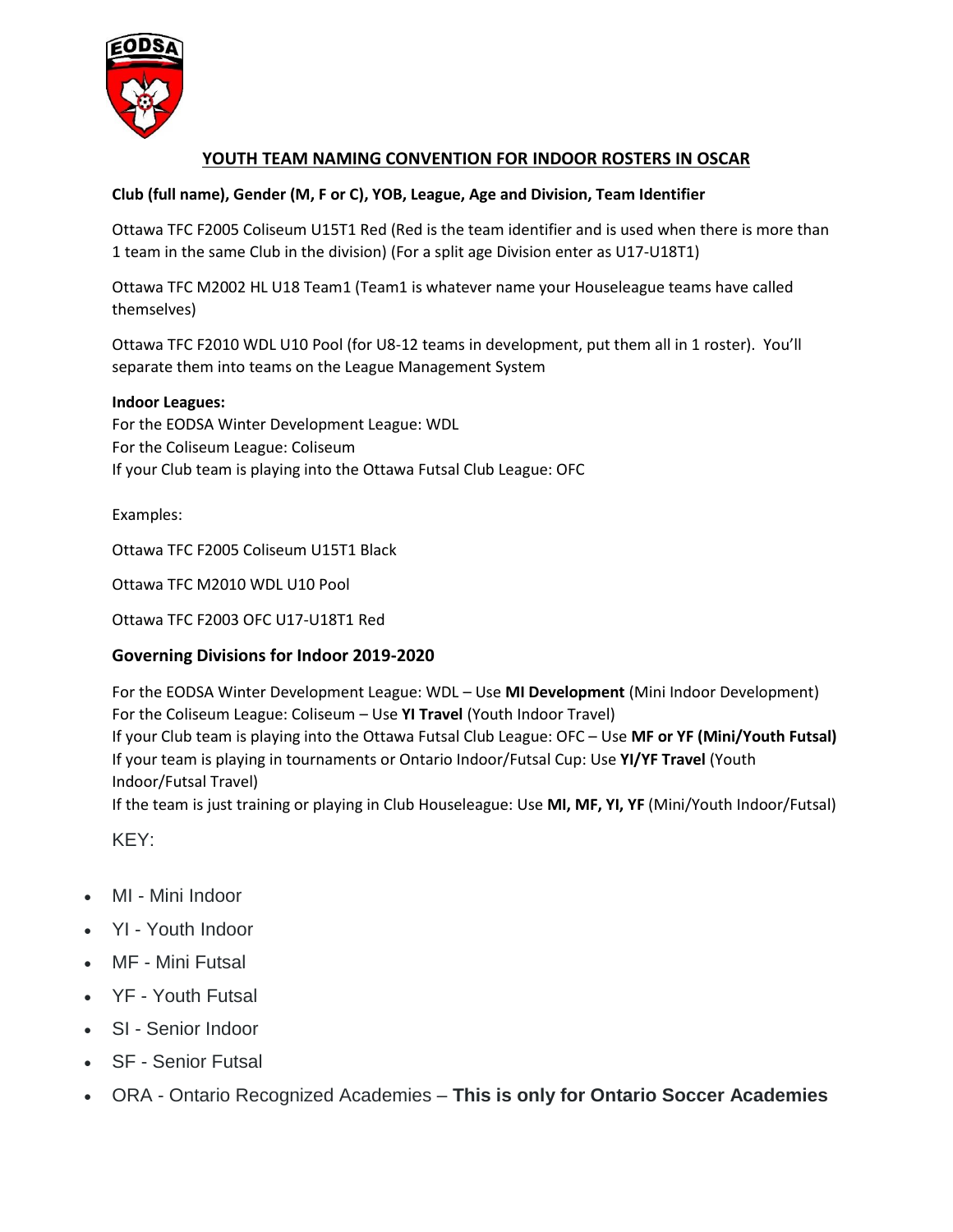## YOUTH TEAM NAMING CONVENTION FOR INDOOR ROSTERS IN OSCAR

**Club (full name), Gender (M, F or C), YOB, League, Age and Division, Team Identifier**

Ottawa TFC F2005 Coliseum U15T1 Red (Red is the team identifier and is used when there is more than 1 team in the same Club in the division) (For a split age Division enter as U17-U18T1)

Ottawa TFC M2002 HL U18 Team1 (Team1 is whatever name your Houseleague teams have called themselves)

Ottawa TFC F2010 WDL U10 Pool (for U8-12 teams in development, put them all in 1 roster). You'll separate them into teams on the League Management System

**Indoor Leagues:**
For the EODSA Winter Development League: WDL
For the Coliseum League: Coliseum
If your Club team is playing into the Ottawa Futsal Club League: OFC

Examples:

Ottawa TFC F2005 Coliseum U15T1 Black

Ottawa TFC M2010 WDL U10 Pool

Ottawa TFC F2003 OFC U17-U18T1 Red

### Governing Divisions for Indoor 2019-2020

For the EODSA Winter Development League: WDL – Use **MI Development** (Mini Indoor Development)
For the Coliseum League: Coliseum – Use **YI Travel** (Youth Indoor Travel)
If your Club team is playing into the Ottawa Futsal Club League: OFC – Use **MF or YF (Mini/Youth Futsal)**
If your team is playing in tournaments or Ontario Indoor/Futsal Cup: Use **YI/YF Travel** (Youth Indoor/Futsal Travel)
If the team is just training or playing in Club Houseleague: Use **MI, MF, YI, YF** (Mini/Youth Indoor/Futsal)

KEY:

- MI - Mini Indoor
- YI - Youth Indoor
- MF - Mini Futsal
- YF - Youth Futsal
- SI - Senior Indoor
- SF - Senior Futsal
- ORA - Ontario Recognized Academies – **This is only for Ontario Soccer Academies**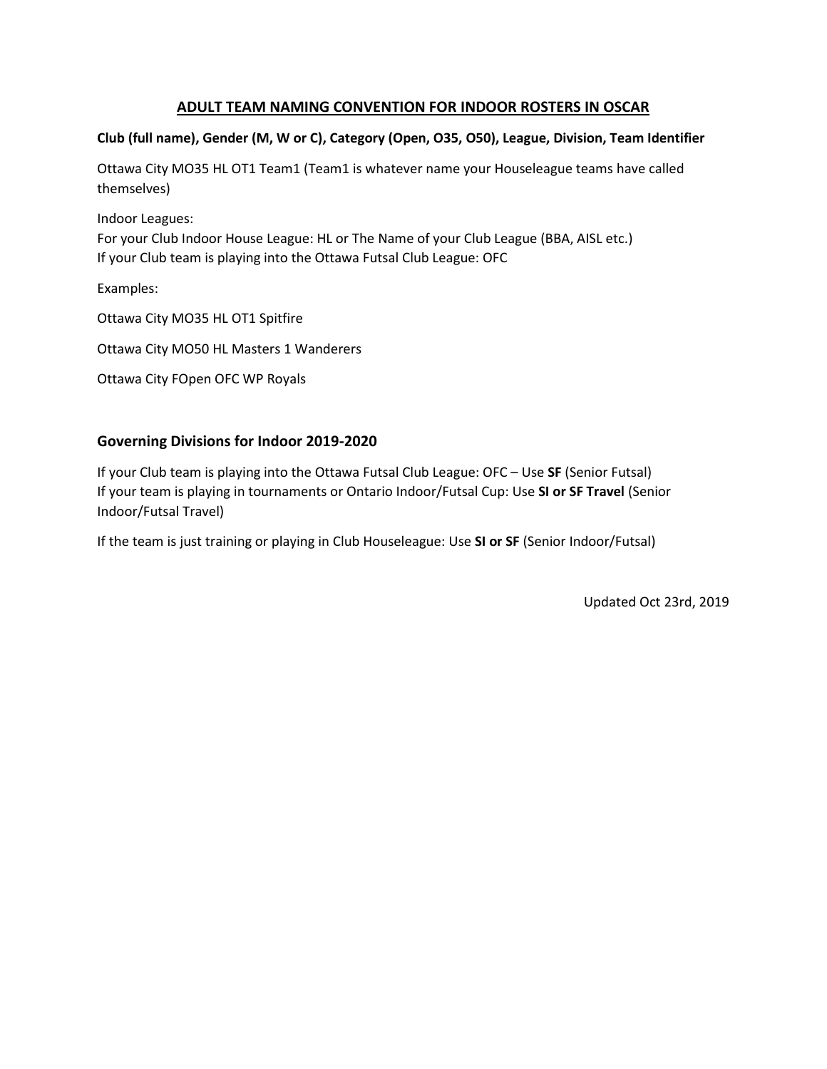## ADULT TEAM NAMING CONVENTION FOR INDOOR ROSTERS IN OSCAR

**Club (full name), Gender (M, W or C), Category (Open, O35, O50), League, Division, Team Identifier**

Ottawa City MO35 HL OT1 Team1 (Team1 is whatever name your Houseleague teams have called themselves)

Indoor Leagues:
For your Club Indoor House League: HL or The Name of your Club League (BBA, AISL etc.)
If your Club team is playing into the Ottawa Futsal Club League: OFC

Examples:

Ottawa City MO35 HL OT1 Spitfire

Ottawa City MO50 HL Masters 1 Wanderers

Ottawa City FOpen OFC WP Royals

## Governing Divisions for Indoor 2019-2020

If your Club team is playing into the Ottawa Futsal Club League: OFC – Use **SF** (Senior Futsal)
If your team is playing in tournaments or Ontario Indoor/Futsal Cup: Use **SI or SF Travel** (Senior Indoor/Futsal Travel)

If the team is just training or playing in Club Houseleague: Use **SI or SF** (Senior Indoor/Futsal)

Updated Oct 23rd, 2019